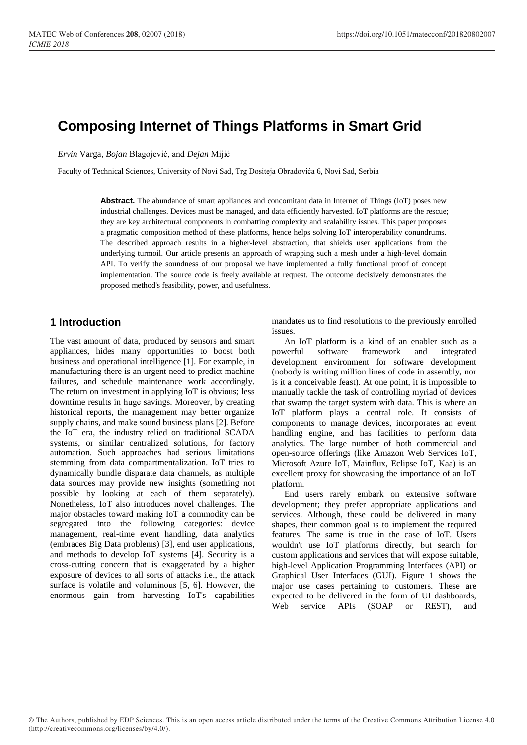# Composing Internet of Things Platforms in Smart Grid

*Ervin* Varga, *Bojan* Blagojević, and *Dejan* Mijić

Faculty of Technical Sciences, University of Novi Sad, Trg Dositeja Obradovića 6, Novi Sad, Serbia

**Abstract.** The abundance of smart appliances and concomitant data in Internet of Things (IoT) poses new industrial challenges. Devices must be managed, and data efficiently harvested. IoT platforms are the rescue; they are key architectural components in combatting complexity and scalability issues. This paper proposes a pragmatic composition method of these platforms, hence helps solving IoT interoperability conundrums. The described approach results in a higher-level abstraction, that shields user applications from the underlying turmoil. Our article presents an approach of wrapping such a mesh under a high-level domain API. To verify the soundness of our proposal we have implemented a fully functional proof of concept implementation. The source code is freely available at request. The outcome decisively demonstrates the proposed method's feasibility, power, and usefulness.

## 1 Introduction

The vast amount of data, produced by sensors and smart appliances, hides many opportunities to boost both business and operational intelligence [1]. For example, in manufacturing there is an urgent need to predict machine failures, and schedule maintenance work accordingly. The return on investment in applying IoT is obvious; less downtime results in huge savings. Moreover, by creating historical reports, the management may better organize supply chains, and make sound business plans [2]. Before the IoT era, the industry relied on traditional SCADA systems, or similar centralized solutions, for factory automation. Such approaches had serious limitations stemming from data compartmentalization. IoT tries to dynamically bundle disparate data channels, as multiple data sources may provide new insights (something not possible by looking at each of them separately). Nonetheless, IoT also introduces novel challenges. The major obstacles toward making IoT a commodity can be segregated into the following categories: device management, real-time event handling, data analytics (embraces Big Data problems) [3], end user applications, and methods to develop IoT systems [4]. Security is a cross-cutting concern that is exaggerated by a higher exposure of devices to all sorts of attacks i.e., the attack surface is volatile and voluminous [5, 6]. However, the enormous gain from harvesting IoT's capabilities mandates us to find resolutions to the previously enrolled issues.

An IoT platform is a kind of an enabler such as a powerful software framework and integrated development environment for software development (nobody is writing million lines of code in assembly, nor is it a conceivable feast). At one point, it is impossible to manually tackle the task of controlling myriad of devices that swamp the target system with data. This is where an IoT platform plays a central role. It consists of components to manage devices, incorporates an event handling engine, and has facilities to perform data analytics. The large number of both commercial and open-source offerings (like Amazon Web Services IoT, Microsoft Azure IoT, Mainflux, Eclipse IoT, Kaa) is an excellent proxy for showcasing the importance of an IoT platform.

End users rarely embark on extensive software development; they prefer appropriate applications and services. Although, these could be delivered in many shapes, their common goal is to implement the required features. The same is true in the case of IoT. Users wouldn't use IoT platforms directly, but search for custom applications and services that will expose suitable, high-level Application Programming Interfaces (API) or Graphical User Interfaces (GUI). Figure 1 shows the major use cases pertaining to customers. These are expected to be delivered in the form of UI dashboards, Web service APIs (SOAP or REST), and

© The Authors, published by EDP Sciences. This is an open access article distributed under the terms of the Creative Commons Attribution License 4.0 (http://creativecommons.org/licenses/by/4.0/).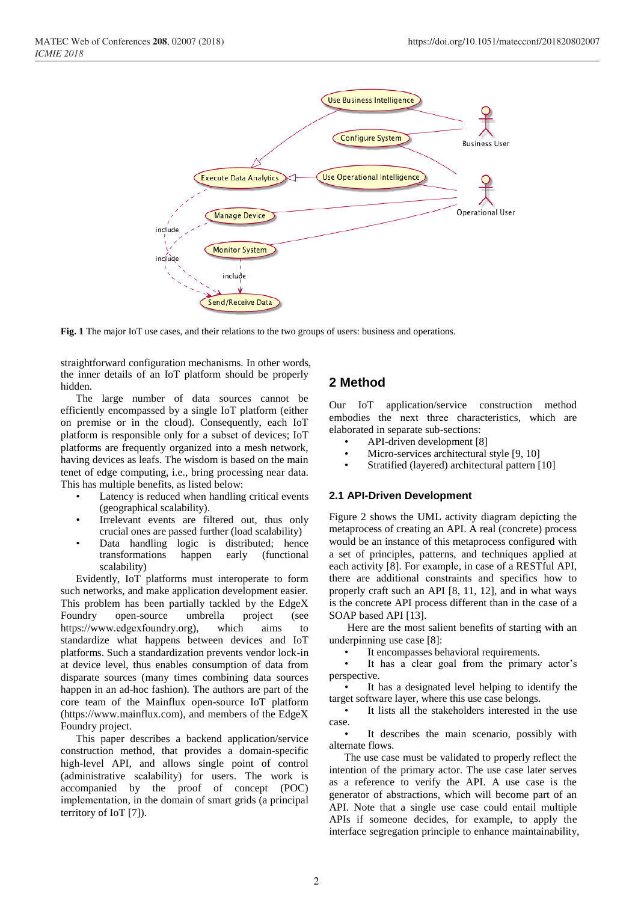Use Business Intelligence

Configure System

Business User

Execute Data Analytics

Use Operational Intelligence

Operational User

Manage Device

include

Monitor System

include

include

Send/Receive Data

**Fig. 1** The major IoT use cases, and their relations to the two groups of users: business and operations.

straightforward configuration mechanisms. In other words, the inner details of an IoT platform should be properly hidden.

The large number of data sources cannot be efficiently encompassed by a single IoT platform (either on premise or in the cloud). Consequently, each IoT platform is responsible only for a subset of devices; IoT platforms are frequently organized into a mesh network, having devices as leafs. The wisdom is based on the main tenet of edge computing, i.e., bring processing near data. This has multiple benefits, as listed below:

- Latency is reduced when handling critical events (geographical scalability).
- Irrelevant events are filtered out, thus only crucial ones are passed further (load scalability)
- Data handling logic is distributed; hence transformations happen early (functional scalability)

Evidently, IoT platforms must interoperate to form such networks, and make application development easier. This problem has been partially tackled by the EdgeX Foundry open-source umbrella project (see https://www.edgexfoundry.org), which aims to standardize what happens between devices and IoT platforms. Such a standardization prevents vendor lock-in at device level, thus enables consumption of data from disparate sources (many times combining data sources happen in an ad-hoc fashion). The authors are part of the core team of the Mainflux open-source IoT platform (https://www.mainflux.com), and members of the EdgeX Foundry project.

This paper describes a backend application/service construction method, that provides a domain-specific high-level API, and allows single point of control (administrative scalability) for users. The work is accompanied by the proof of concept (POC) implementation, in the domain of smart grids (a principal territory of IoT [7]).

## 2 Method

Our IoT application/service construction method embodies the next three characteristics, which are elaborated in separate sub-sections:

- API-driven development [8]
- Micro-services architectural style [9, 10]
- Stratified (layered) architectural pattern [10]

### 2.1 API-Driven Development

Figure 2 shows the UML activity diagram depicting the metaprocess of creating an API. A real (concrete) process would be an instance of this metaprocess configured with a set of principles, patterns, and techniques applied at each activity [8]. For example, in case of a RESTful API, there are additional constraints and specifics how to properly craft such an API [8, 11, 12], and in what ways is the concrete API process different than in the case of a SOAP based API [13].

Here are the most salient benefits of starting with an underpinning use case [8]:

- It encompasses behavioral requirements.
- It has a clear goal from the primary actor's perspective.
- It has a designated level helping to identify the target software layer, where this use case belongs.
- It lists all the stakeholders interested in the use case.
- It describes the main scenario, possibly with alternate flows.

The use case must be validated to properly reflect the intention of the primary actor. The use case later serves as a reference to verify the API. A use case is the generator of abstractions, which will become part of an API. Note that a single use case could entail multiple APIs if someone decides, for example, to apply the interface segregation principle to enhance maintainability,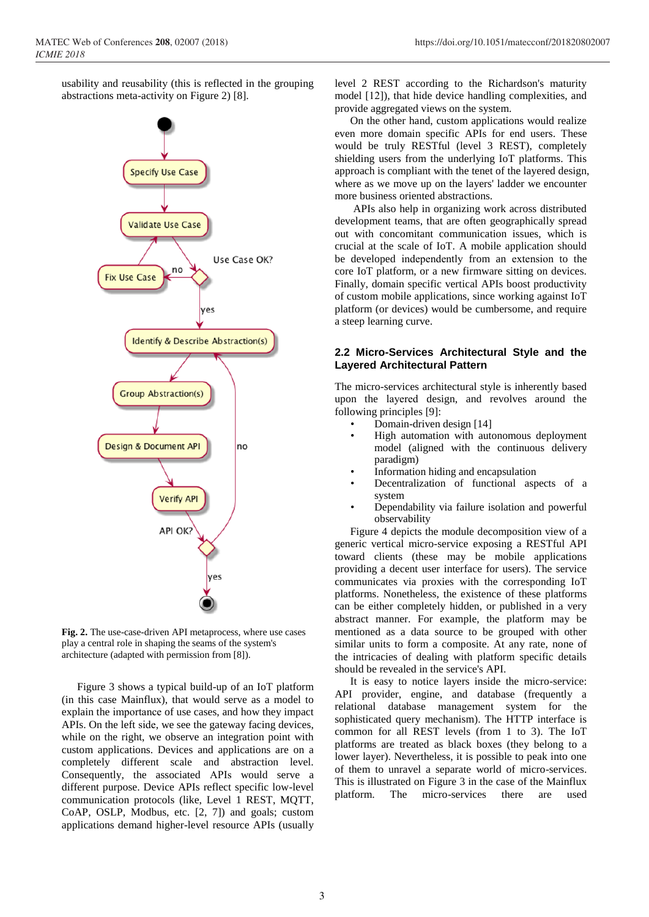usability and reusability (this is reflected in the grouping abstractions meta-activity on Figure 2) [8].

**Fig. 2.** The use-case-driven API metaprocess, where use cases play a central role in shaping the seams of the system's architecture (adapted with permission from [8]).

Figure 3 shows a typical build-up of an IoT platform (in this case Mainflux), that would serve as a model to explain the importance of use cases, and how they impact APIs. On the left side, we see the gateway facing devices, while on the right, we observe an integration point with custom applications. Devices and applications are on a completely different scale and abstraction level. Consequently, the associated APIs would serve a different purpose. Device APIs reflect specific low-level communication protocols (like, Level 1 REST, MQTT, CoAP, OSLP, Modbus, etc. [2, 7]) and goals; custom applications demand higher-level resource APIs (usually level 2 REST according to the Richardson's maturity model [12]), that hide device handling complexities, and provide aggregated views on the system.

On the other hand, custom applications would realize even more domain specific APIs for end users. These would be truly RESTful (level 3 REST), completely shielding users from the underlying IoT platforms. This approach is compliant with the tenet of the layered design, where as we move up on the layers' ladder we encounter more business oriented abstractions.

APIs also help in organizing work across distributed development teams, that are often geographically spread out with concomitant communication issues, which is crucial at the scale of IoT. A mobile application should be developed independently from an extension to the core IoT platform, or a new firmware sitting on devices. Finally, domain specific vertical APIs boost productivity of custom mobile applications, since working against IoT platform (or devices) would be cumbersome, and require a steep learning curve.

## 2.2 Micro-Services Architectural Style and the Layered Architectural Pattern

The micro-services architectural style is inherently based upon the layered design, and revolves around the following principles [9]:

- Domain-driven design [14]
- High automation with autonomous deployment model (aligned with the continuous delivery paradigm)
- Information hiding and encapsulation
- Decentralization of functional aspects of a system
- Dependability via failure isolation and powerful observability

Figure 4 depicts the module decomposition view of a generic vertical micro-service exposing a RESTful API toward clients (these may be mobile applications providing a decent user interface for users). The service communicates via proxies with the corresponding IoT platforms. Nonetheless, the existence of these platforms can be either completely hidden, or published in a very abstract manner. For example, the platform may be mentioned as a data source to be grouped with other similar units to form a composite. At any rate, none of the intricacies of dealing with platform specific details should be revealed in the service's API.

It is easy to notice layers inside the micro-service: API provider, engine, and database (frequently a relational database management system for the sophisticated query mechanism). The HTTP interface is common for all REST levels (from 1 to 3). The IoT platforms are treated as black boxes (they belong to a lower layer). Nevertheless, it is possible to peak into one of them to unravel a separate world of micro-services. This is illustrated on Figure 3 in the case of the Mainflux platform. The micro-services there are used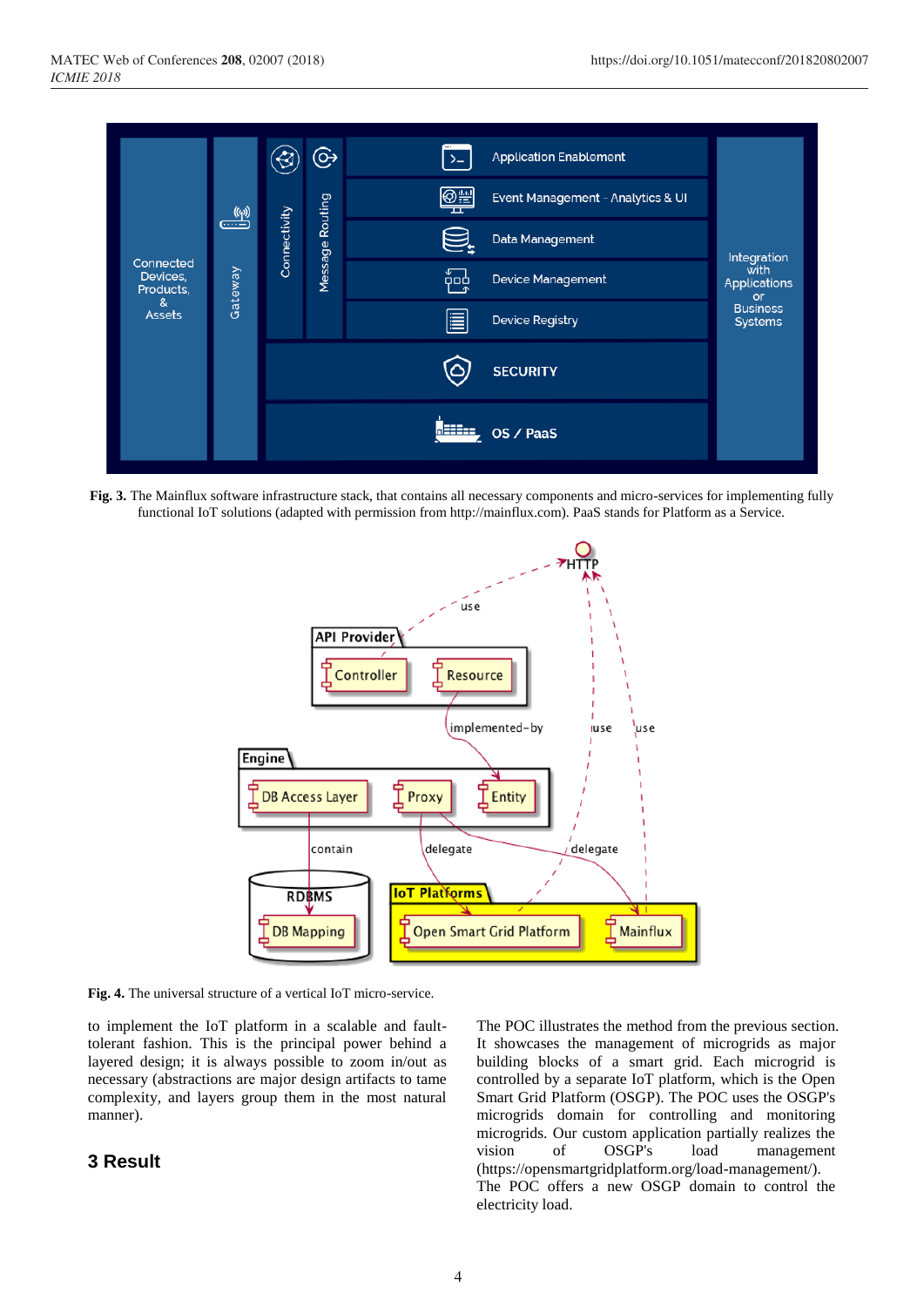**Fig. 3.** The Mainflux software infrastructure stack, that contains all necessary components and micro-services for implementing fully functional IoT solutions (adapted with permission from http://mainflux.com). PaaS stands for Platform as a Service.

**Fig. 4.** The universal structure of a vertical IoT micro-service.

to implement the IoT platform in a scalable and fault-tolerant fashion. This is the principal power behind a layered design; it is always possible to zoom in/out as necessary (abstractions are major design artifacts to tame complexity, and layers group them in the most natural manner).

## 3 Result

The POC illustrates the method from the previous section. It showcases the management of microgrids as major building blocks of a smart grid. Each microgrid is controlled by a separate IoT platform, which is the Open Smart Grid Platform (OSGP). The POC uses the OSGP's microgrids domain for controlling and monitoring microgrids. Our custom application partially realizes the vision of OSGP's load management (https://opensmartgridplatform.org/load-management/). The POC offers a new OSGP domain to control the electricity load.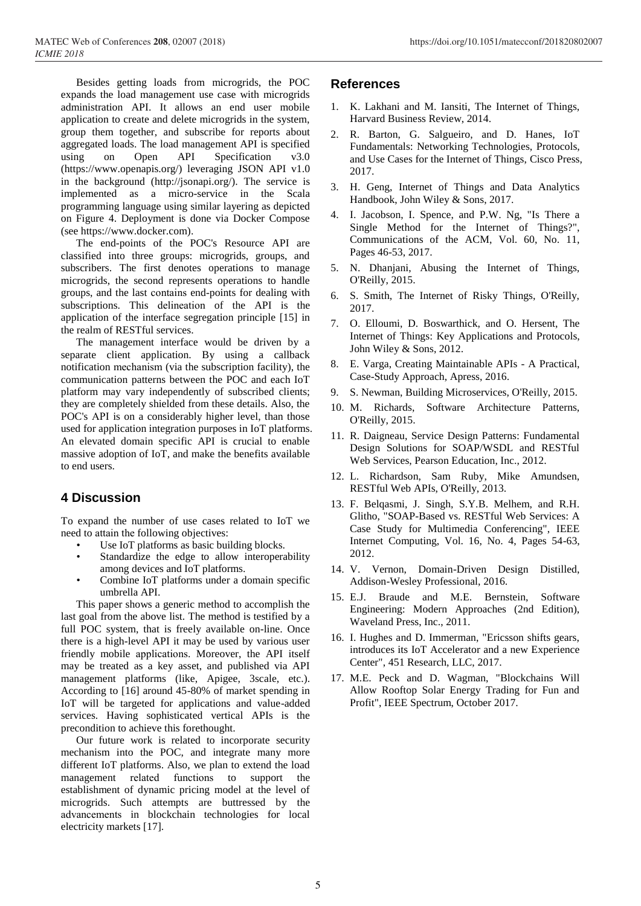Besides getting loads from microgrids, the POC expands the load management use case with microgrids administration API. It allows an end user mobile application to create and delete microgrids in the system, group them together, and subscribe for reports about aggregated loads. The load management API is specified using on Open API Specification v3.0 (https://www.openapis.org/) leveraging JSON API v1.0 in the background (http://jsonapi.org/). The service is implemented as a micro-service in the Scala programming language using similar layering as depicted on Figure 4. Deployment is done via Docker Compose (see https://www.docker.com).

The end-points of the POC's Resource API are classified into three groups: microgrids, groups, and subscribers. The first denotes operations to manage microgrids, the second represents operations to handle groups, and the last contains end-points for dealing with subscriptions. This delineation of the API is the application of the interface segregation principle [15] in the realm of RESTful services.

The management interface would be driven by a separate client application. By using a callback notification mechanism (via the subscription facility), the communication patterns between the POC and each IoT platform may vary independently of subscribed clients; they are completely shielded from these details. Also, the POC's API is on a considerably higher level, than those used for application integration purposes in IoT platforms. An elevated domain specific API is crucial to enable massive adoption of IoT, and make the benefits available to end users.

## 4 Discussion

To expand the number of use cases related to IoT we need to attain the following objectives:

- Use IoT platforms as basic building blocks.
- Standardize the edge to allow interoperability among devices and IoT platforms.
- Combine IoT platforms under a domain specific umbrella API.

This paper shows a generic method to accomplish the last goal from the above list. The method is testified by a full POC system, that is freely available on-line. Once there is a high-level API it may be used by various user friendly mobile applications. Moreover, the API itself may be treated as a key asset, and published via API management platforms (like, Apigee, 3scale, etc.). According to [16] around 45-80% of market spending in IoT will be targeted for applications and value-added services. Having sophisticated vertical APIs is the precondition to achieve this forethought.

Our future work is related to incorporate security mechanism into the POC, and integrate many more different IoT platforms. Also, we plan to extend the load management related functions to support the establishment of dynamic pricing model at the level of microgrids. Such attempts are buttressed by the advancements in blockchain technologies for local electricity markets [17].

## References

1. K. Lakhani and M. Iansiti, The Internet of Things, Harvard Business Review, 2014.
2. R. Barton, G. Salgueiro, and D. Hanes, IoT Fundamentals: Networking Technologies, Protocols, and Use Cases for the Internet of Things, Cisco Press, 2017.
3. H. Geng, Internet of Things and Data Analytics Handbook, John Wiley & Sons, 2017.
4. I. Jacobson, I. Spence, and P.W. Ng, "Is There a Single Method for the Internet of Things?", Communications of the ACM, Vol. 60, No. 11, Pages 46-53, 2017.
5. N. Dhanjani, Abusing the Internet of Things, O'Reilly, 2015.
6. S. Smith, The Internet of Risky Things, O'Reilly, 2017.
7. O. Elloumi, D. Boswarthick, and O. Hersent, The Internet of Things: Key Applications and Protocols, John Wiley & Sons, 2012.
8. E. Varga, Creating Maintainable APIs - A Practical, Case-Study Approach, Apress, 2016.
9. S. Newman, Building Microservices, O'Reilly, 2015.
10. M. Richards, Software Architecture Patterns, O'Reilly, 2015.
11. R. Daigneau, Service Design Patterns: Fundamental Design Solutions for SOAP/WSDL and RESTful Web Services, Pearson Education, Inc., 2012.
12. L. Richardson, Sam Ruby, Mike Amundsen, RESTful Web APIs, O'Reilly, 2013.
13. F. Belqasmi, J. Singh, S.Y.B. Melhem, and R.H. Glitho, "SOAP-Based vs. RESTful Web Services: A Case Study for Multimedia Conferencing", IEEE Internet Computing, Vol. 16, No. 4, Pages 54-63, 2012.
14. V. Vernon, Domain-Driven Design Distilled, Addison-Wesley Professional, 2016.
15. E.J. Braude and M.E. Bernstein, Software Engineering: Modern Approaches (2nd Edition), Waveland Press, Inc., 2011.
16. I. Hughes and D. Immerman, "Ericsson shifts gears, introduces its IoT Accelerator and a new Experience Center", 451 Research, LLC, 2017.
17. M.E. Peck and D. Wagman, "Blockchains Will Allow Rooftop Solar Energy Trading for Fun and Profit", IEEE Spectrum, October 2017.